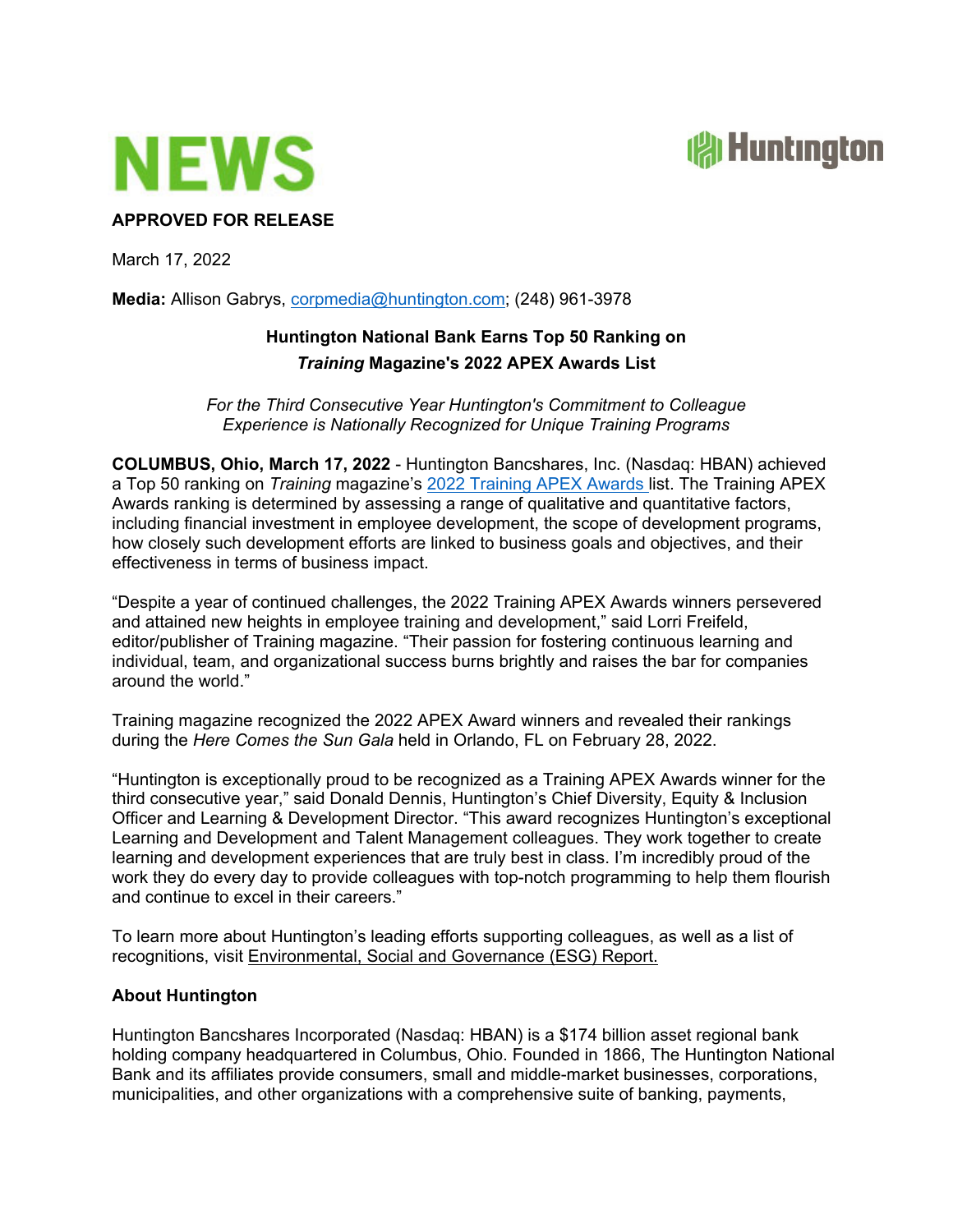# NEWS

**APPROVED FOR RELEASE**

March 17, 2022

**Media:** Allison Gabrys, corpmedia@huntington.com; (248) 961-3978

**Huntington National Bank Earns Top 50 Ranking on *Training* Magazine's 2022 APEX Awards List**

*For the Third Consecutive Year Huntington's Commitment to Colleague Experience is Nationally Recognized for Unique Training Programs*

**COLUMBUS, Ohio, March 17, 2022** - Huntington Bancshares, Inc. (Nasdaq: HBAN) achieved a Top 50 ranking on *Training* magazine's 2022 Training APEX Awards list. The Training APEX Awards ranking is determined by assessing a range of qualitative and quantitative factors, including financial investment in employee development, the scope of development programs, how closely such development efforts are linked to business goals and objectives, and their effectiveness in terms of business impact.

"Despite a year of continued challenges, the 2022 Training APEX Awards winners persevered and attained new heights in employee training and development," said Lorri Freifeld, editor/publisher of Training magazine. "Their passion for fostering continuous learning and individual, team, and organizational success burns brightly and raises the bar for companies around the world."

Training magazine recognized the 2022 APEX Award winners and revealed their rankings during the *Here Comes the Sun Gala* held in Orlando, FL on February 28, 2022.

"Huntington is exceptionally proud to be recognized as a Training APEX Awards winner for the third consecutive year," said Donald Dennis, Huntington's Chief Diversity, Equity & Inclusion Officer and Learning & Development Director. "This award recognizes Huntington's exceptional Learning and Development and Talent Management colleagues. They work together to create learning and development experiences that are truly best in class. I'm incredibly proud of the work they do every day to provide colleagues with top-notch programming to help them flourish and continue to excel in their careers."

To learn more about Huntington's leading efforts supporting colleagues, as well as a list of recognitions, visit Environmental, Social and Governance (ESG) Report.

**About Huntington**

Huntington Bancshares Incorporated (Nasdaq: HBAN) is a $174 billion asset regional bank holding company headquartered in Columbus, Ohio. Founded in 1866, The Huntington National Bank and its affiliates provide consumers, small and middle-market businesses, corporations, municipalities, and other organizations with a comprehensive suite of banking, payments,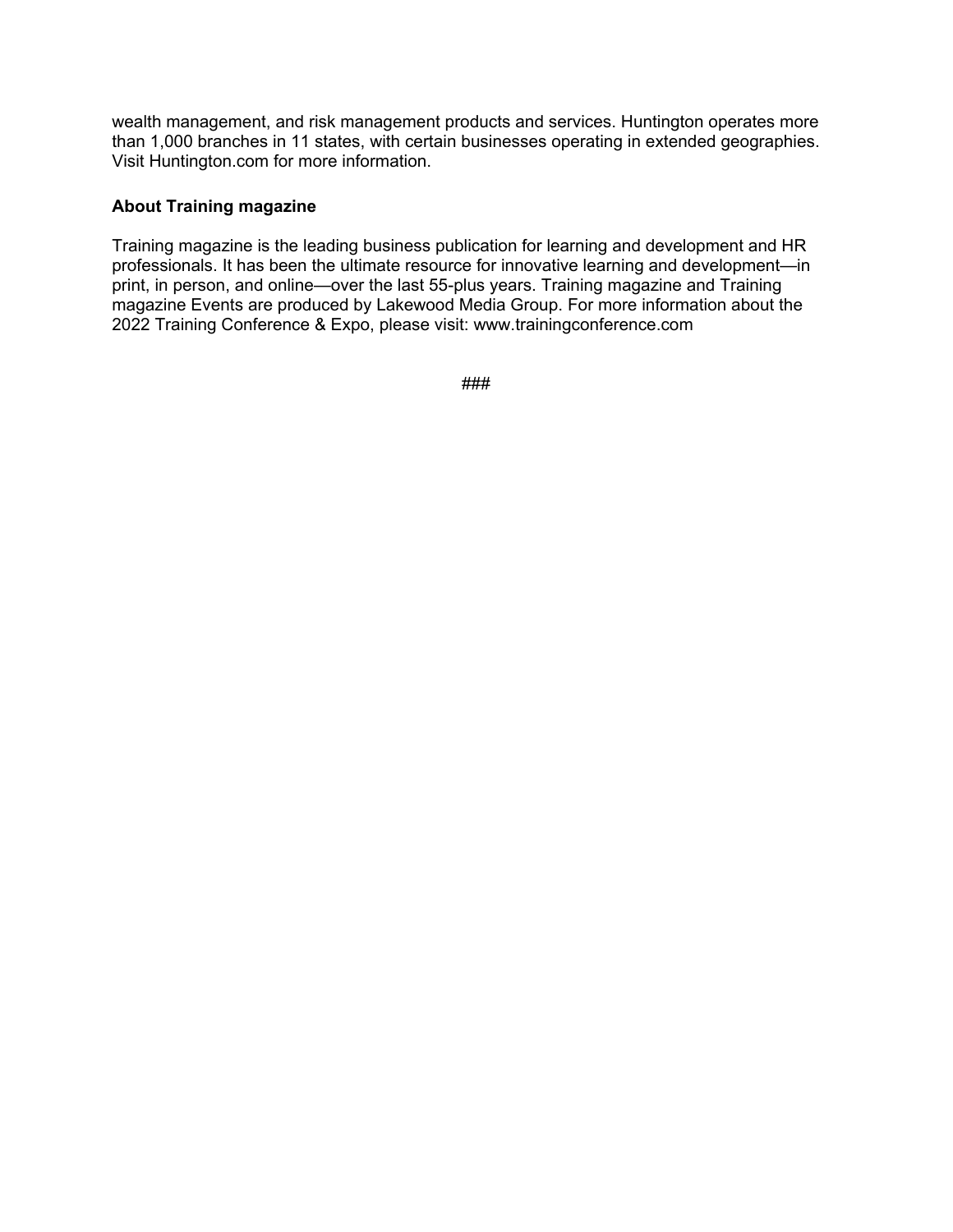wealth management, and risk management products and services. Huntington operates more than 1,000 branches in 11 states, with certain businesses operating in extended geographies. Visit Huntington.com for more information.

**About Training magazine**

Training magazine is the leading business publication for learning and development and HR professionals. It has been the ultimate resource for innovative learning and development—in print, in person, and online—over the last 55-plus years. Training magazine and Training magazine Events are produced by Lakewood Media Group. For more information about the 2022 Training Conference & Expo, please visit: www.trainingconference.com

###